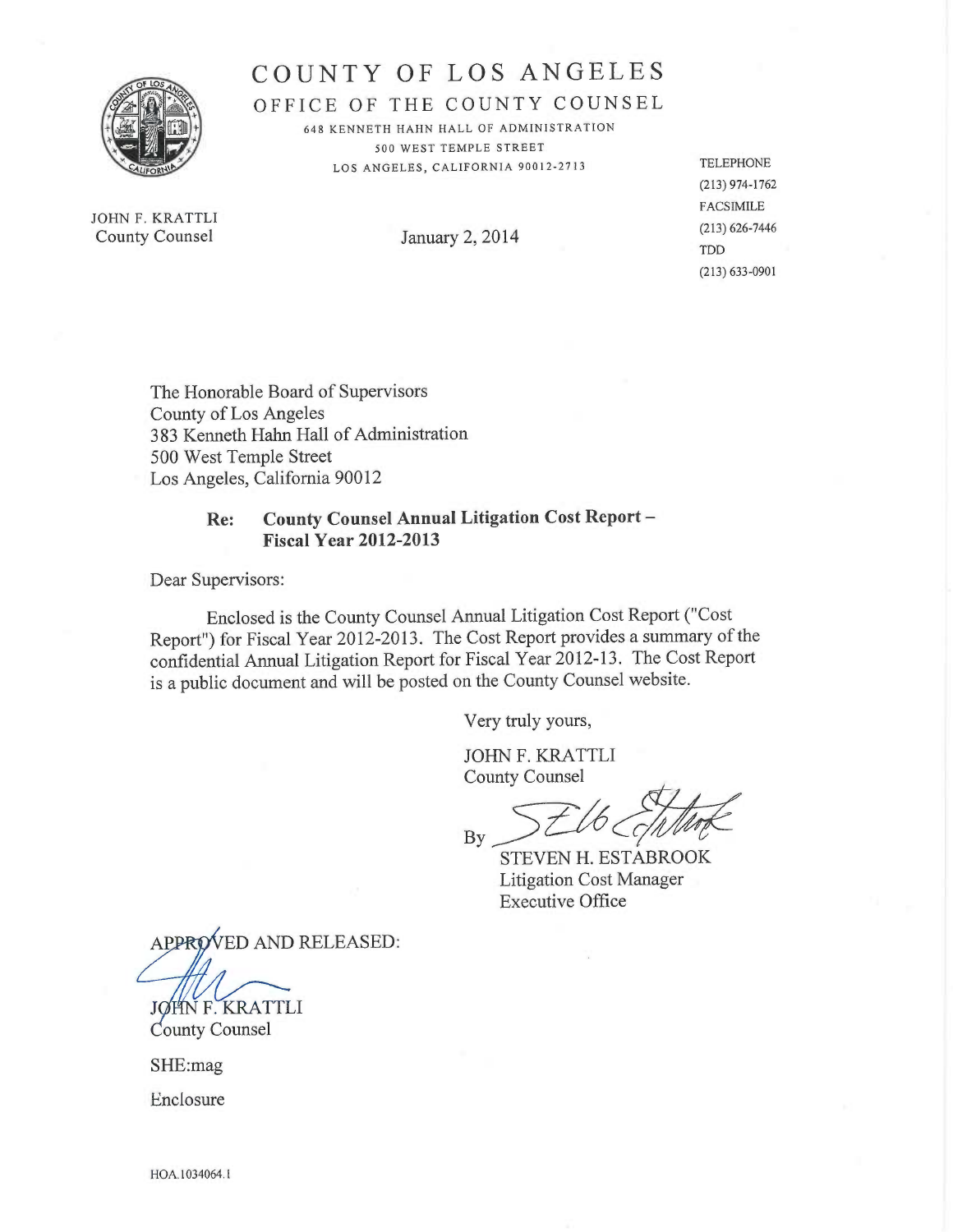# COUNTY OF LOS ANGELES

## OFFICE OF THE COUNTY COUNSEL

648 KENNETH HAHN HALL OF ADMINISTRATION
500 WEST TEMPLE STREET
LOS ANGELES, CALIFORNIA 90012-2713

JOHN F. KRATTLI
County Counsel

TELEPHONE
(213) 974-1762
FACSIMILE
(213) 626-7446
TDD
(213) 633-0901

January 2, 2014

The Honorable Board of Supervisors
County of Los Angeles
383 Kenneth Hahn Hall of Administration
500 West Temple Street
Los Angeles, California 90012

**Re: County Counsel Annual Litigation Cost Report – Fiscal Year 2012-2013**

Dear Supervisors:

Enclosed is the County Counsel Annual Litigation Cost Report ("Cost Report") for Fiscal Year 2012-2013. The Cost Report provides a summary of the confidential Annual Litigation Report for Fiscal Year 2012-13. The Cost Report is a public document and will be posted on the County Counsel website.

Very truly yours,

JOHN F. KRATTLI
County Counsel

By
STEVEN H. ESTABROOK
Litigation Cost Manager
Executive Office

APPROVED AND RELEASED:

JOHN F. KRATTLI
County Counsel

SHE:mag

Enclosure

HOA.1034064.1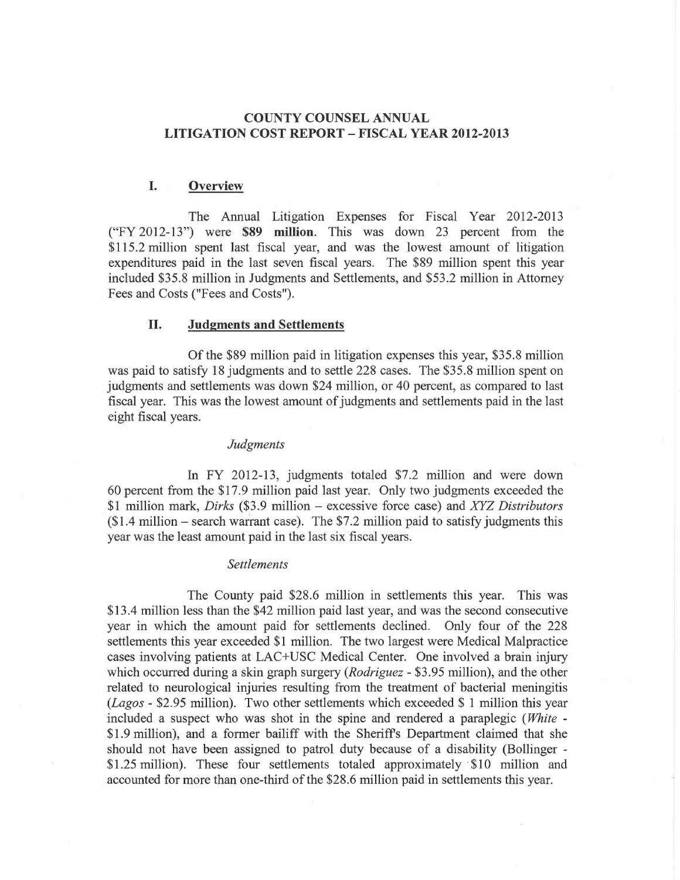# COUNTY COUNSEL ANNUAL LITIGATION COST REPORT – FISCAL YEAR 2012-2013

## I. Overview

The Annual Litigation Expenses for Fiscal Year 2012-2013 ("FY 2012-13") were **$89 million**. This was down 23 percent from the $115.2 million spent last fiscal year, and was the lowest amount of litigation expenditures paid in the last seven fiscal years. The $89 million spent this year included $35.8 million in Judgments and Settlements, and $53.2 million in Attorney Fees and Costs ("Fees and Costs").

## II. Judgments and Settlements

Of the $89 million paid in litigation expenses this year, $35.8 million was paid to satisfy 18 judgments and to settle 228 cases. The $35.8 million spent on judgments and settlements was down $24 million, or 40 percent, as compared to last fiscal year. This was the lowest amount of judgments and settlements paid in the last eight fiscal years.

### *Judgments*

In FY 2012-13, judgments totaled $7.2 million and were down 60 percent from the $17.9 million paid last year. Only two judgments exceeded the $1 million mark, *Dirks* ($3.9 million – excessive force case) and *XYZ Distributors* ($1.4 million – search warrant case). The $7.2 million paid to satisfy judgments this year was the least amount paid in the last six fiscal years.

### *Settlements*

The County paid $28.6 million in settlements this year. This was $13.4 million less than the $42 million paid last year, and was the second consecutive year in which the amount paid for settlements declined. Only four of the 228 settlements this year exceeded $1 million. The two largest were Medical Malpractice cases involving patients at LAC+USC Medical Center. One involved a brain injury which occurred during a skin graph surgery (*Rodriguez* - $3.95 million), and the other related to neurological injuries resulting from the treatment of bacterial meningitis (*Lagos* - $2.95 million). Two other settlements which exceeded $ 1 million this year included a suspect who was shot in the spine and rendered a paraplegic (*White* - $1.9 million), and a former bailiff with the Sheriff's Department claimed that she should not have been assigned to patrol duty because of a disability (Bollinger - $1.25 million). These four settlements totaled approximately $10 million and accounted for more than one-third of the $28.6 million paid in settlements this year.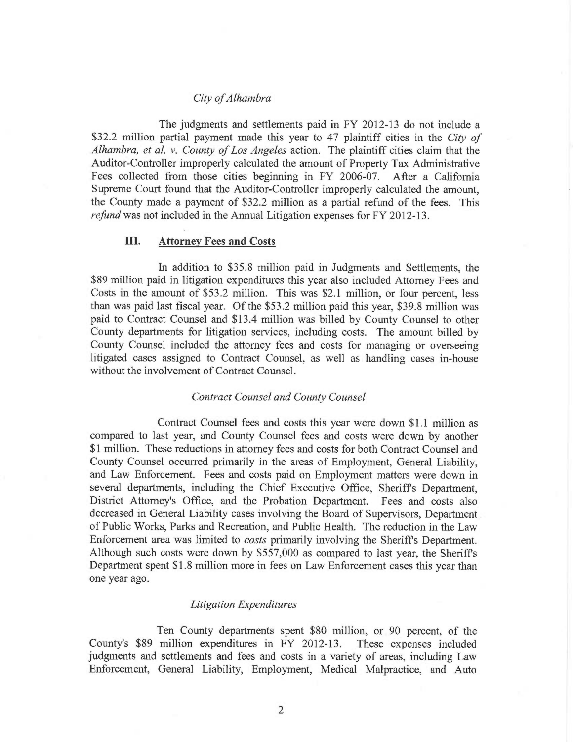### *City of Alhambra*

The judgments and settlements paid in FY 2012-13 do not include a \$32.2 million partial payment made this year to 47 plaintiff cities in the *City of Alhambra, et al. v. County of Los Angeles* action. The plaintiff cities claim that the Auditor-Controller improperly calculated the amount of Property Tax Administrative Fees collected from those cities beginning in FY 2006-07. After a California Supreme Court found that the Auditor-Controller improperly calculated the amount, the County made a payment of \$32.2 million as a partial refund of the fees. This *refund* was not included in the Annual Litigation expenses for FY 2012-13.

## III. <u>Attorney Fees and Costs</u>

In addition to \$35.8 million paid in Judgments and Settlements, the \$89 million paid in litigation expenditures this year also included Attorney Fees and Costs in the amount of \$53.2 million. This was \$2.1 million, or four percent, less than was paid last fiscal year. Of the \$53.2 million paid this year, \$39.8 million was paid to Contract Counsel and \$13.4 million was billed by County Counsel to other County departments for litigation services, including costs. The amount billed by County Counsel included the attorney fees and costs for managing or overseeing litigated cases assigned to Contract Counsel, as well as handling cases in-house without the involvement of Contract Counsel.

### *Contract Counsel and County Counsel*

Contract Counsel fees and costs this year were down \$1.1 million as compared to last year, and County Counsel fees and costs were down by another \$1 million. These reductions in attorney fees and costs for both Contract Counsel and County Counsel occurred primarily in the areas of Employment, General Liability, and Law Enforcement. Fees and costs paid on Employment matters were down in several departments, including the Chief Executive Office, Sheriff's Department, District Attorney's Office, and the Probation Department. Fees and costs also decreased in General Liability cases involving the Board of Supervisors, Department of Public Works, Parks and Recreation, and Public Health. The reduction in the Law Enforcement area was limited to *costs* primarily involving the Sheriff's Department. Although such costs were down by \$557,000 as compared to last year, the Sheriff's Department spent \$1.8 million more in fees on Law Enforcement cases this year than one year ago.

### *Litigation Expenditures*

Ten County departments spent \$80 million, or 90 percent, of the County's \$89 million expenditures in FY 2012-13. These expenses included judgments and settlements and fees and costs in a variety of areas, including Law Enforcement, General Liability, Employment, Medical Malpractice, and Auto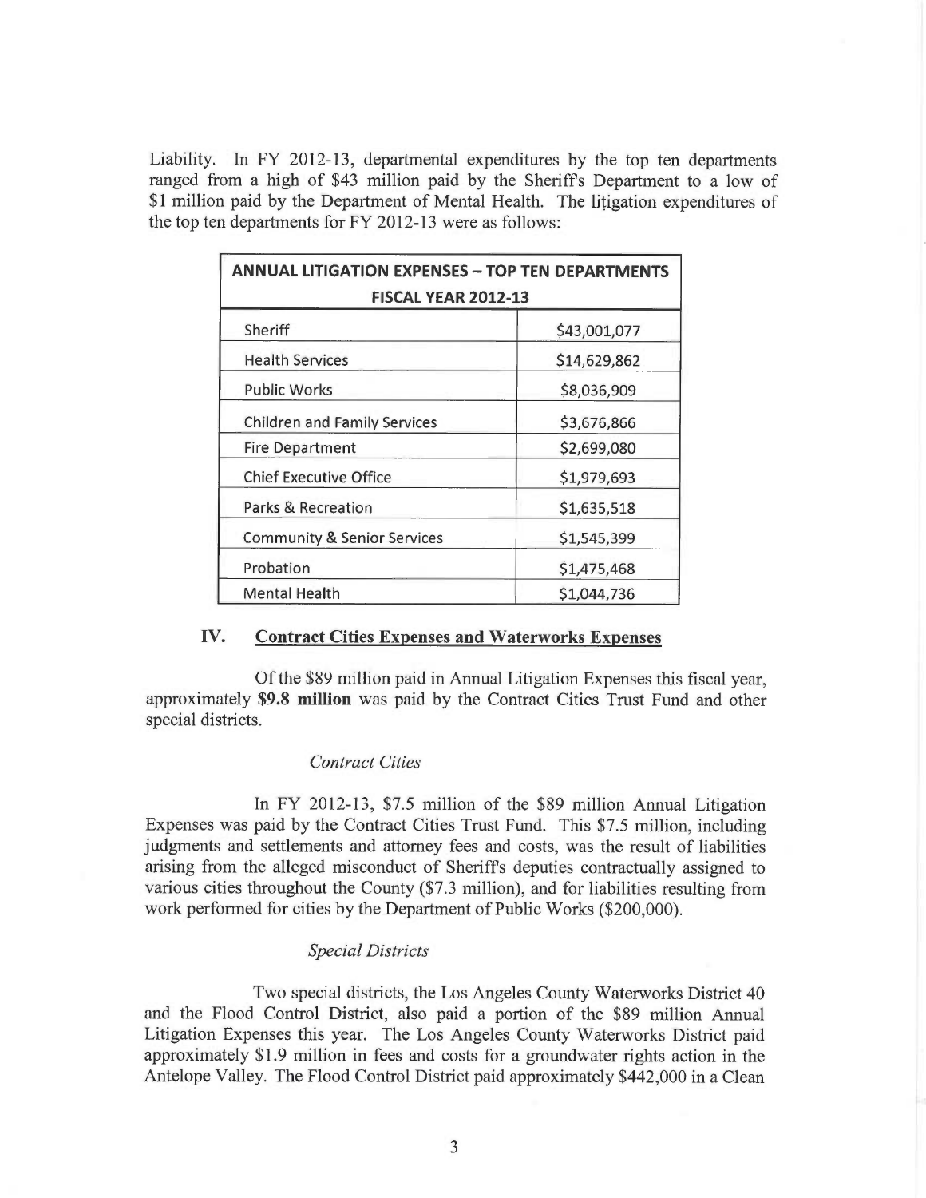Liability. In FY 2012-13, departmental expenditures by the top ten departments ranged from a high of $43 million paid by the Sheriff's Department to a low of $1 million paid by the Department of Mental Health. The litigation expenditures of the top ten departments for FY 2012-13 were as follows:

| ANNUAL LITIGATION EXPENSES – TOP TEN DEPARTMENTS FISCAL YEAR 2012-13 | |
|---|---|
| Sheriff | $43,001,077 |
| Health Services | $14,629,862 |
| Public Works | $8,036,909 |
| Children and Family Services | $3,676,866 |
| Fire Department | $2,699,080 |
| Chief Executive Office | $1,979,693 |
| Parks & Recreation | $1,635,518 |
| Community & Senior Services | $1,545,399 |
| Probation | $1,475,468 |
| Mental Health | $1,044,736 |

## IV. Contract Cities Expenses and Waterworks Expenses

Of the $89 million paid in Annual Litigation Expenses this fiscal year, approximately **$9.8 million** was paid by the Contract Cities Trust Fund and other special districts.

*Contract Cities*

In FY 2012-13, $7.5 million of the $89 million Annual Litigation Expenses was paid by the Contract Cities Trust Fund. This $7.5 million, including judgments and settlements and attorney fees and costs, was the result of liabilities arising from the alleged misconduct of Sheriff's deputies contractually assigned to various cities throughout the County ($7.3 million), and for liabilities resulting from work performed for cities by the Department of Public Works ($200,000).

*Special Districts*

Two special districts, the Los Angeles County Waterworks District 40 and the Flood Control District, also paid a portion of the $89 million Annual Litigation Expenses this year. The Los Angeles County Waterworks District paid approximately $1.9 million in fees and costs for a groundwater rights action in the Antelope Valley. The Flood Control District paid approximately $442,000 in a Clean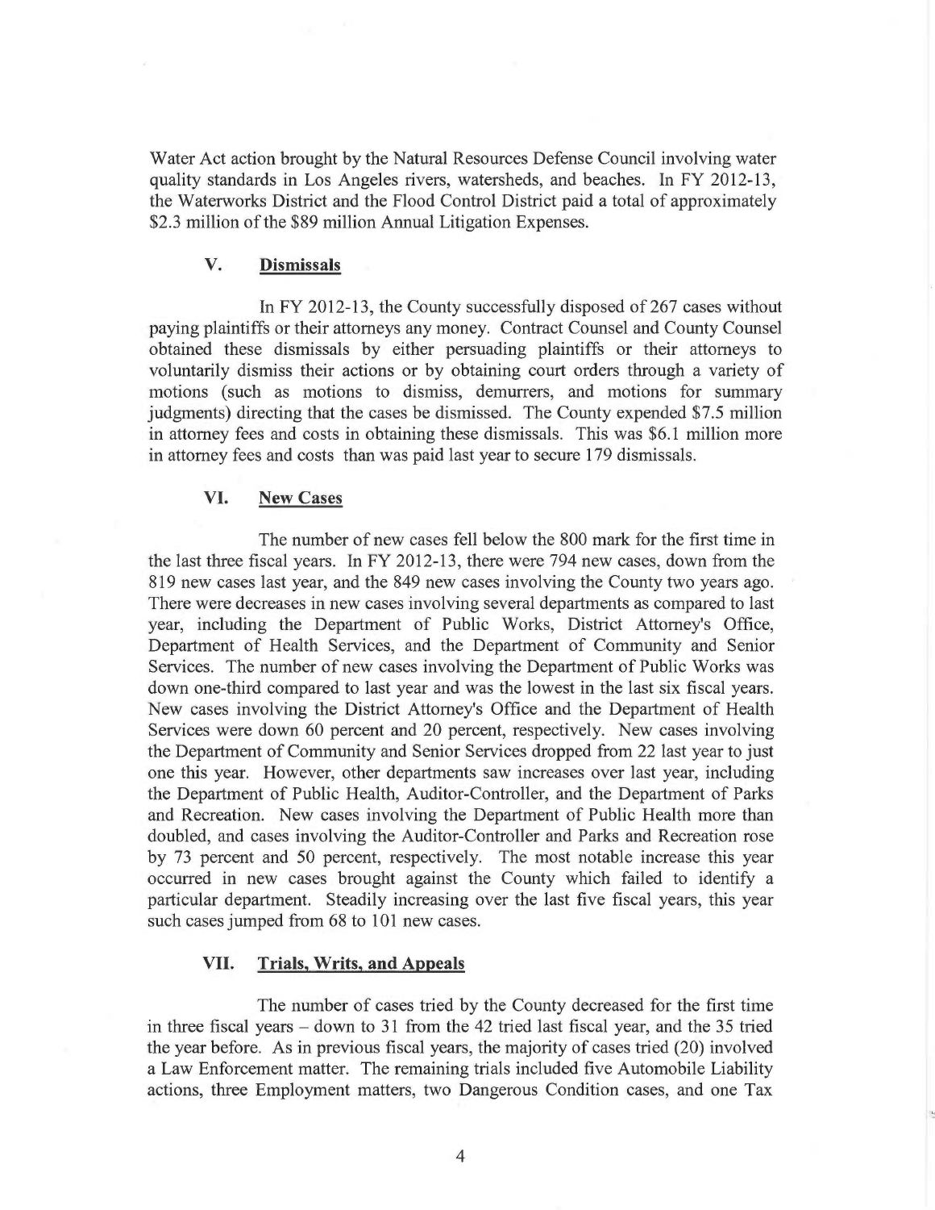Water Act action brought by the Natural Resources Defense Council involving water quality standards in Los Angeles rivers, watersheds, and beaches. In FY 2012-13, the Waterworks District and the Flood Control District paid a total of approximately $2.3 million of the $89 million Annual Litigation Expenses.

## V. Dismissals

In FY 2012-13, the County successfully disposed of 267 cases without paying plaintiffs or their attorneys any money. Contract Counsel and County Counsel obtained these dismissals by either persuading plaintiffs or their attorneys to voluntarily dismiss their actions or by obtaining court orders through a variety of motions (such as motions to dismiss, demurrers, and motions for summary judgments) directing that the cases be dismissed. The County expended $7.5 million in attorney fees and costs in obtaining these dismissals. This was $6.1 million more in attorney fees and costs than was paid last year to secure 179 dismissals.

## VI. New Cases

The number of new cases fell below the 800 mark for the first time in the last three fiscal years. In FY 2012-13, there were 794 new cases, down from the 819 new cases last year, and the 849 new cases involving the County two years ago. There were decreases in new cases involving several departments as compared to last year, including the Department of Public Works, District Attorney's Office, Department of Health Services, and the Department of Community and Senior Services. The number of new cases involving the Department of Public Works was down one-third compared to last year and was the lowest in the last six fiscal years. New cases involving the District Attorney's Office and the Department of Health Services were down 60 percent and 20 percent, respectively. New cases involving the Department of Community and Senior Services dropped from 22 last year to just one this year. However, other departments saw increases over last year, including the Department of Public Health, Auditor-Controller, and the Department of Parks and Recreation. New cases involving the Department of Public Health more than doubled, and cases involving the Auditor-Controller and Parks and Recreation rose by 73 percent and 50 percent, respectively. The most notable increase this year occurred in new cases brought against the County which failed to identify a particular department. Steadily increasing over the last five fiscal years, this year such cases jumped from 68 to 101 new cases.

## VII. Trials, Writs, and Appeals

The number of cases tried by the County decreased for the first time in three fiscal years – down to 31 from the 42 tried last fiscal year, and the 35 tried the year before. As in previous fiscal years, the majority of cases tried (20) involved a Law Enforcement matter. The remaining trials included five Automobile Liability actions, three Employment matters, two Dangerous Condition cases, and one Tax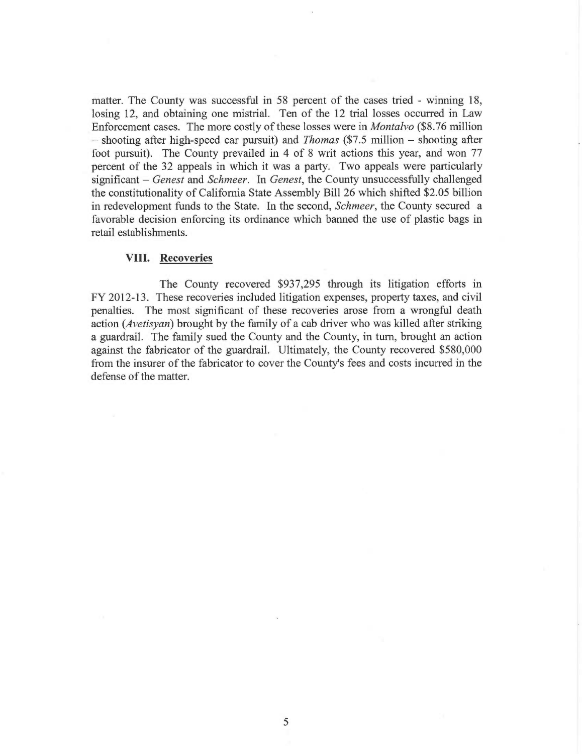matter. The County was successful in 58 percent of the cases tried - winning 18, losing 12, and obtaining one mistrial. Ten of the 12 trial losses occurred in Law Enforcement cases. The more costly of these losses were in *Montalvo* ($8.76 million – shooting after high-speed car pursuit) and *Thomas* ($7.5 million – shooting after foot pursuit). The County prevailed in 4 of 8 writ actions this year, and won 77 percent of the 32 appeals in which it was a party. Two appeals were particularly significant – *Genest* and *Schmeer*. In *Genest*, the County unsuccessfully challenged the constitutionality of California State Assembly Bill 26 which shifted $2.05 billion in redevelopment funds to the State. In the second, *Schmeer*, the County secured a favorable decision enforcing its ordinance which banned the use of plastic bags in retail establishments.

### VIII. Recoveries

The County recovered $937,295 through its litigation efforts in FY 2012-13. These recoveries included litigation expenses, property taxes, and civil penalties. The most significant of these recoveries arose from a wrongful death action (*Avetisyan*) brought by the family of a cab driver who was killed after striking a guardrail. The family sued the County and the County, in turn, brought an action against the fabricator of the guardrail. Ultimately, the County recovered $580,000 from the insurer of the fabricator to cover the County's fees and costs incurred in the defense of the matter.